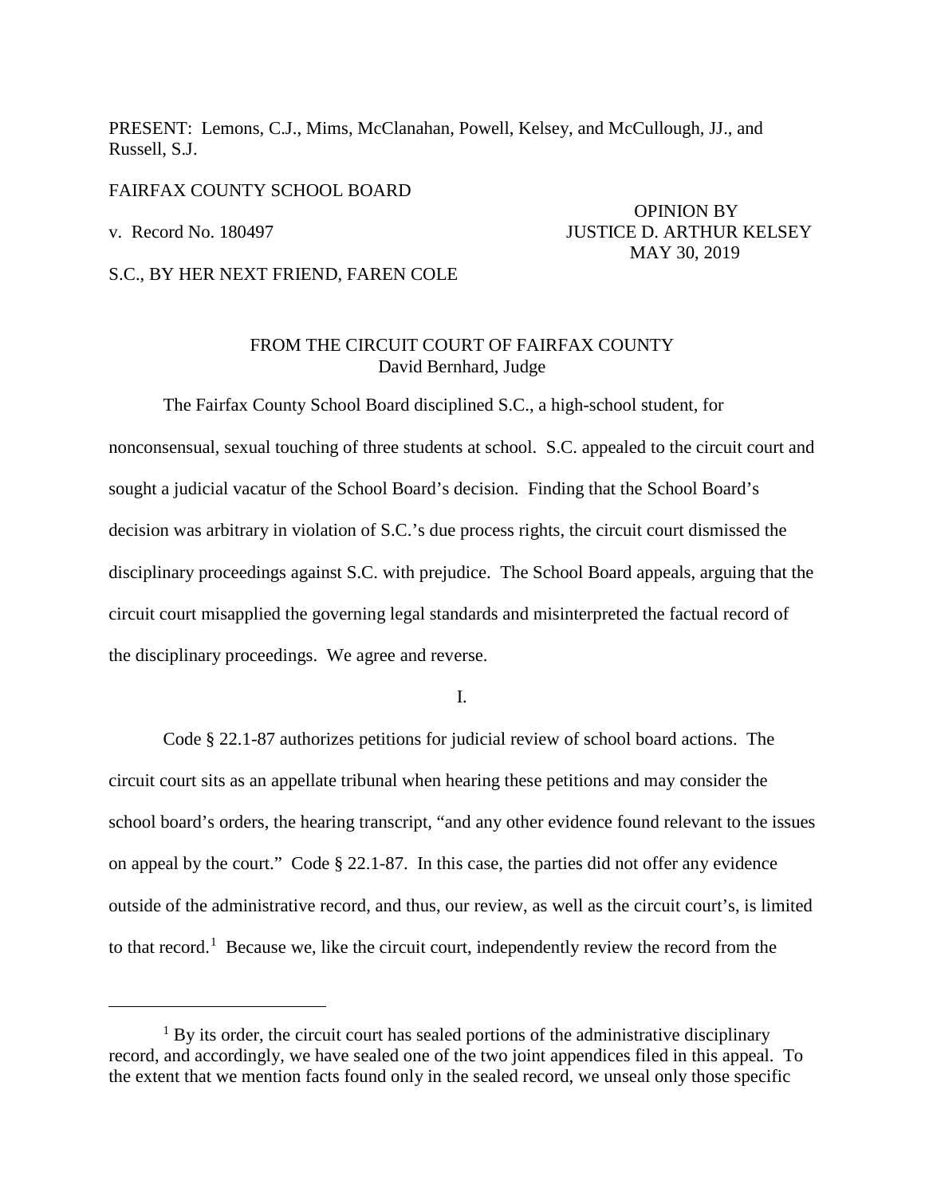PRESENT: Lemons, C.J., Mims, McClanahan, Powell, Kelsey, and McCullough, JJ., and Russell, S.J.

FAIRFAX COUNTY SCHOOL BOARD

v. Record No. 180497

OPINION BY JUSTICE D. ARTHUR KELSEY
MAY 30, 2019

S.C., BY HER NEXT FRIEND, FAREN COLE

FROM THE CIRCUIT COURT OF FAIRFAX COUNTY
David Bernhard, Judge

The Fairfax County School Board disciplined S.C., a high-school student, for nonconsensual, sexual touching of three students at school. S.C. appealed to the circuit court and sought a judicial vacatur of the School Board's decision. Finding that the School Board's decision was arbitrary in violation of S.C.'s due process rights, the circuit court dismissed the disciplinary proceedings against S.C. with prejudice. The School Board appeals, arguing that the circuit court misapplied the governing legal standards and misinterpreted the factual record of the disciplinary proceedings. We agree and reverse.

I.

Code § 22.1-87 authorizes petitions for judicial review of school board actions. The circuit court sits as an appellate tribunal when hearing these petitions and may consider the school board's orders, the hearing transcript, "and any other evidence found relevant to the issues on appeal by the court." Code § 22.1-87. In this case, the parties did not offer any evidence outside of the administrative record, and thus, our review, as well as the circuit court's, is limited to that record.[1] Because we, like the circuit court, independently review the record from the

[1] By its order, the circuit court has sealed portions of the administrative disciplinary record, and accordingly, we have sealed one of the two joint appendices filed in this appeal. To the extent that we mention facts found only in the sealed record, we unseal only those specific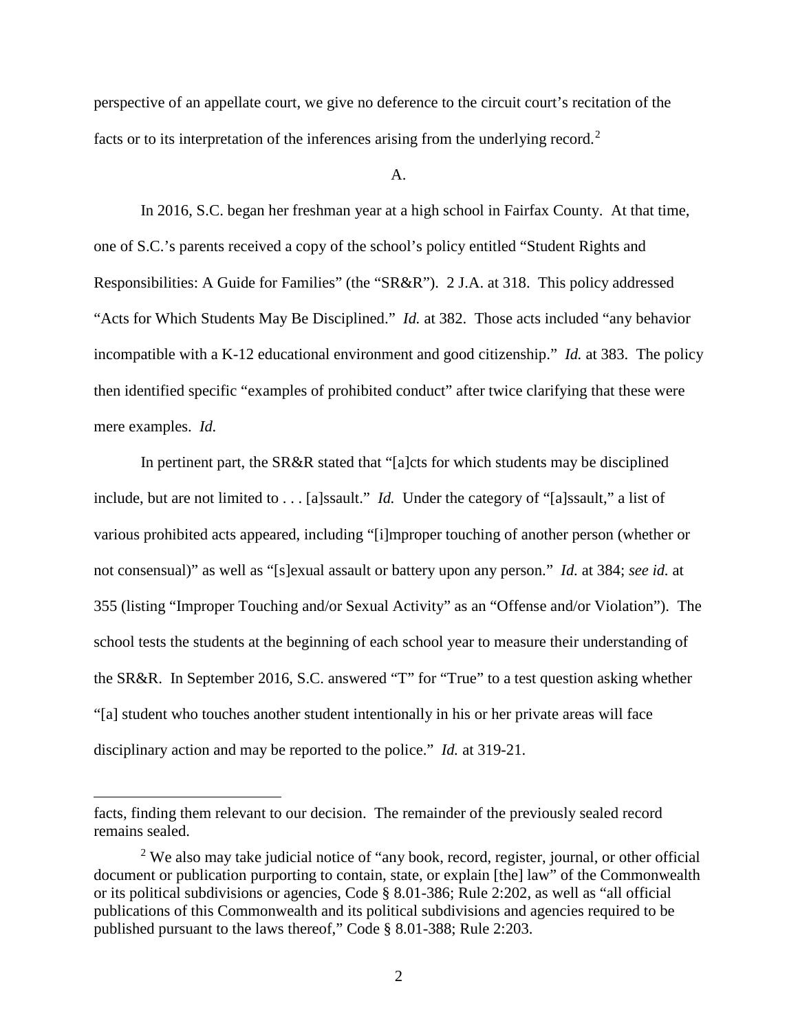perspective of an appellate court, we give no deference to the circuit court's recitation of the facts or to its interpretation of the inferences arising from the underlying record.[2]

A.

In 2016, S.C. began her freshman year at a high school in Fairfax County. At that time, one of S.C.'s parents received a copy of the school's policy entitled "Student Rights and Responsibilities: A Guide for Families" (the "SR&R"). 2 J.A. at 318. This policy addressed "Acts for Which Students May Be Disciplined." *Id.* at 382. Those acts included "any behavior incompatible with a K-12 educational environment and good citizenship." *Id.* at 383. The policy then identified specific "examples of prohibited conduct" after twice clarifying that these were mere examples. *Id.*

In pertinent part, the SR&R stated that "[a]cts for which students may be disciplined include, but are not limited to . . . [a]ssault." *Id.* Under the category of "[a]ssault," a list of various prohibited acts appeared, including "[i]mproper touching of another person (whether or not consensual)" as well as "[s]exual assault or battery upon any person." *Id.* at 384; *see id.* at 355 (listing "Improper Touching and/or Sexual Activity" as an "Offense and/or Violation"). The school tests the students at the beginning of each school year to measure their understanding of the SR&R. In September 2016, S.C. answered "T" for "True" to a test question asking whether "[a] student who touches another student intentionally in his or her private areas will face disciplinary action and may be reported to the police." *Id.* at 319-21.

---

facts, finding them relevant to our decision. The remainder of the previously sealed record remains sealed.

[2] We also may take judicial notice of "any book, record, register, journal, or other official document or publication purporting to contain, state, or explain [the] law" of the Commonwealth or its political subdivisions or agencies, Code § 8.01-386; Rule 2:202, as well as "all official publications of this Commonwealth and its political subdivisions and agencies required to be published pursuant to the laws thereof," Code § 8.01-388; Rule 2:203.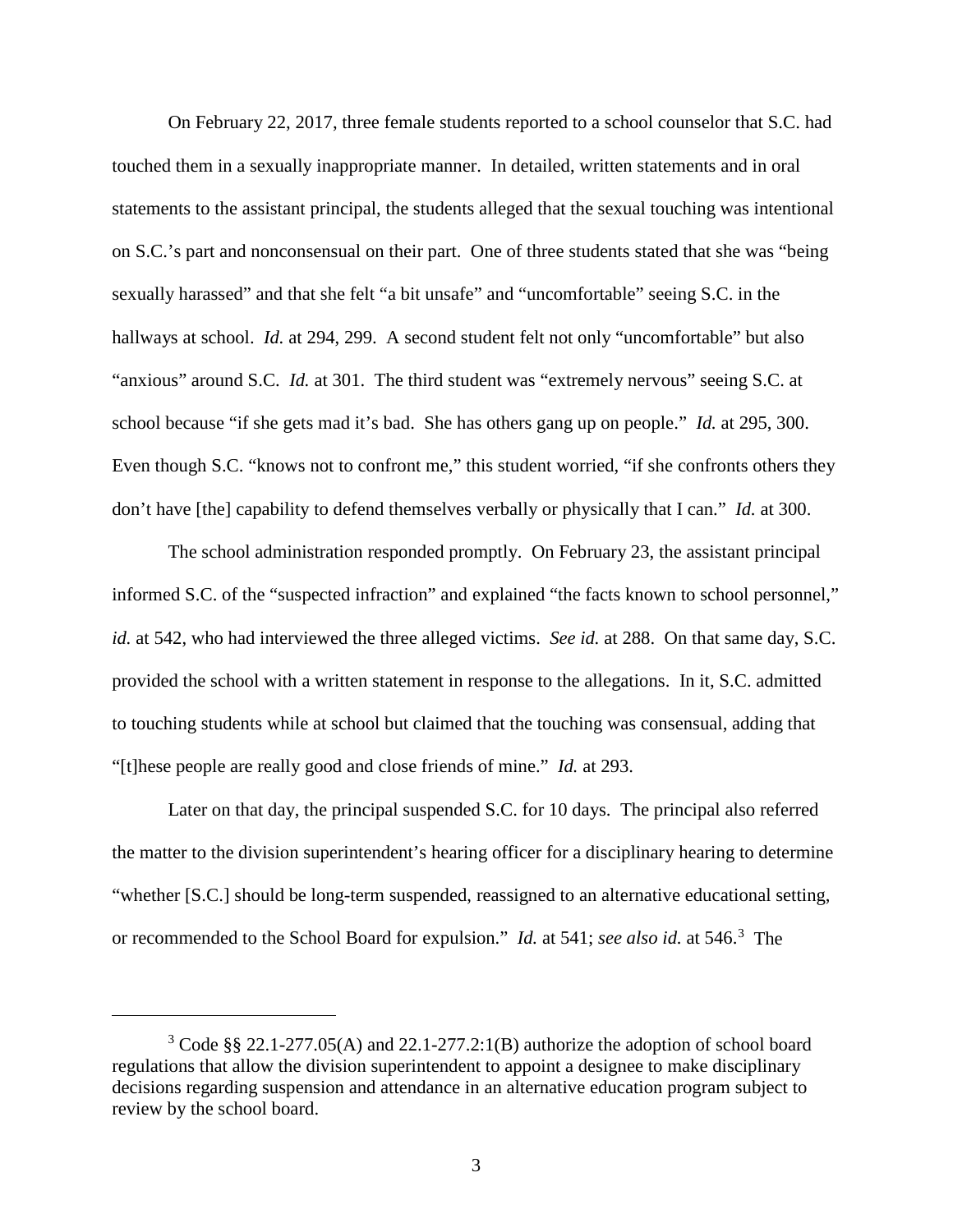On February 22, 2017, three female students reported to a school counselor that S.C. had touched them in a sexually inappropriate manner. In detailed, written statements and in oral statements to the assistant principal, the students alleged that the sexual touching was intentional on S.C.'s part and nonconsensual on their part. One of three students stated that she was "being sexually harassed" and that she felt "a bit unsafe" and "uncomfortable" seeing S.C. in the hallways at school. *Id.* at 294, 299. A second student felt not only "uncomfortable" but also "anxious" around S.C. *Id.* at 301. The third student was "extremely nervous" seeing S.C. at school because "if she gets mad it's bad. She has others gang up on people." *Id.* at 295, 300. Even though S.C. "knows not to confront me," this student worried, "if she confronts others they don't have [the] capability to defend themselves verbally or physically that I can." *Id.* at 300.

The school administration responded promptly. On February 23, the assistant principal informed S.C. of the "suspected infraction" and explained "the facts known to school personnel," *id.* at 542, who had interviewed the three alleged victims. *See id.* at 288. On that same day, S.C. provided the school with a written statement in response to the allegations. In it, S.C. admitted to touching students while at school but claimed that the touching was consensual, adding that "[t]hese people are really good and close friends of mine." *Id.* at 293.

Later on that day, the principal suspended S.C. for 10 days. The principal also referred the matter to the division superintendent's hearing officer for a disciplinary hearing to determine "whether [S.C.] should be long-term suspended, reassigned to an alternative educational setting, or recommended to the School Board for expulsion." *Id.* at 541; *see also id.* at 546.[3] The

[3] Code §§ 22.1-277.05(A) and 22.1-277.2:1(B) authorize the adoption of school board regulations that allow the division superintendent to appoint a designee to make disciplinary decisions regarding suspension and attendance in an alternative education program subject to review by the school board.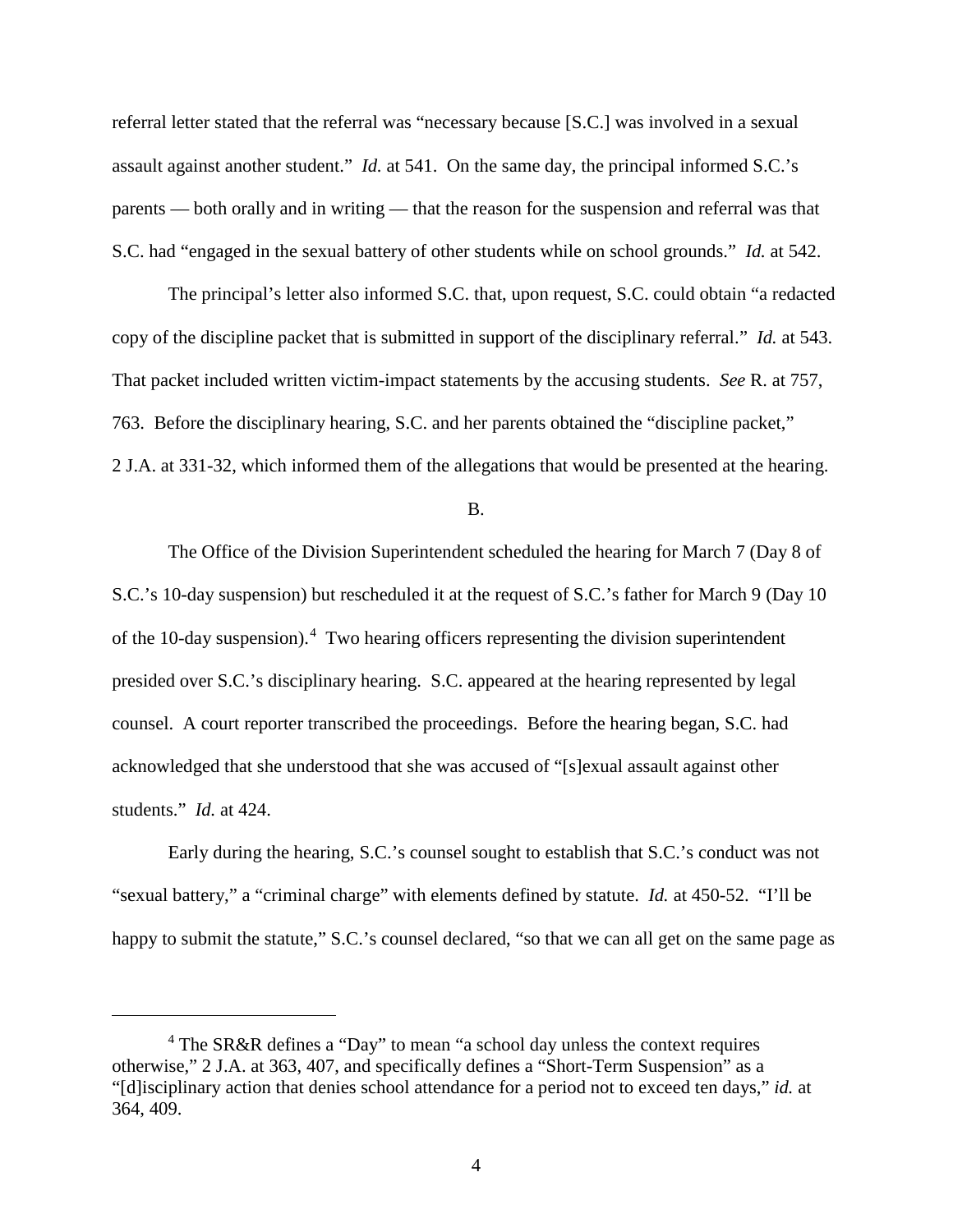referral letter stated that the referral was "necessary because [S.C.] was involved in a sexual assault against another student." *Id.* at 541. On the same day, the principal informed S.C.'s parents — both orally and in writing — that the reason for the suspension and referral was that S.C. had "engaged in the sexual battery of other students while on school grounds." *Id.* at 542.

The principal's letter also informed S.C. that, upon request, S.C. could obtain "a redacted copy of the discipline packet that is submitted in support of the disciplinary referral." *Id.* at 543. That packet included written victim-impact statements by the accusing students. *See* R. at 757, 763. Before the disciplinary hearing, S.C. and her parents obtained the "discipline packet," 2 J.A. at 331-32, which informed them of the allegations that would be presented at the hearing.

B.

The Office of the Division Superintendent scheduled the hearing for March 7 (Day 8 of S.C.'s 10-day suspension) but rescheduled it at the request of S.C.'s father for March 9 (Day 10 of the 10-day suspension).[4] Two hearing officers representing the division superintendent presided over S.C.'s disciplinary hearing. S.C. appeared at the hearing represented by legal counsel. A court reporter transcribed the proceedings. Before the hearing began, S.C. had acknowledged that she understood that she was accused of "[s]exual assault against other students." *Id.* at 424.

Early during the hearing, S.C.'s counsel sought to establish that S.C.'s conduct was not "sexual battery," a "criminal charge" with elements defined by statute. *Id.* at 450-52. "I'll be happy to submit the statute," S.C.'s counsel declared, "so that we can all get on the same page as

---

[4] The SR&R defines a "Day" to mean "a school day unless the context requires otherwise," 2 J.A. at 363, 407, and specifically defines a "Short-Term Suspension" as a "[d]isciplinary action that denies school attendance for a period not to exceed ten days," *id.* at 364, 409.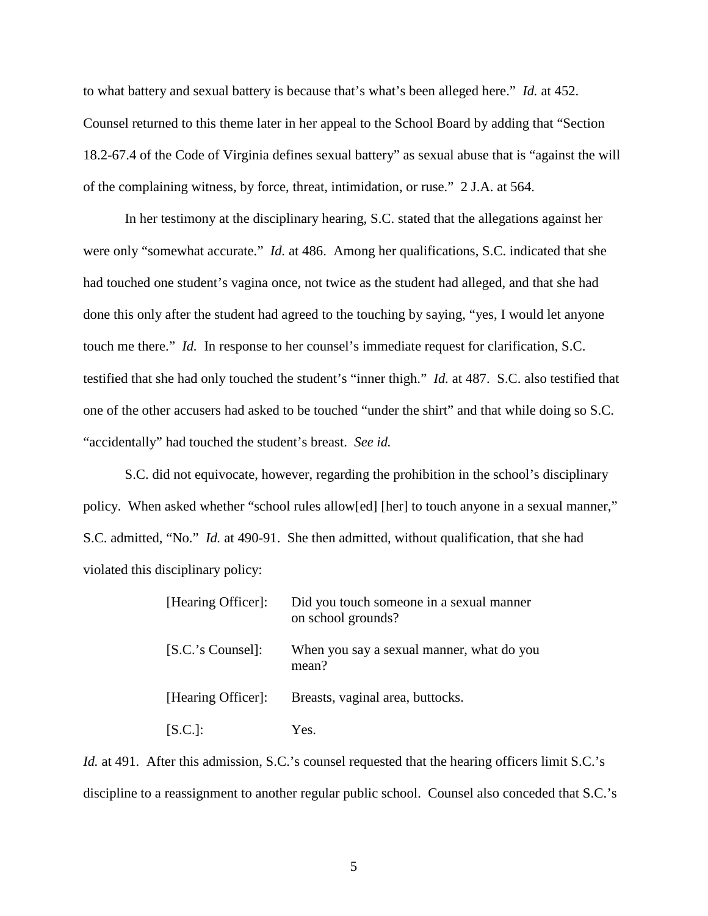to what battery and sexual battery is because that's what's been alleged here." *Id.* at 452. Counsel returned to this theme later in her appeal to the School Board by adding that "Section 18.2-67.4 of the Code of Virginia defines sexual battery" as sexual abuse that is "against the will of the complaining witness, by force, threat, intimidation, or ruse." 2 J.A. at 564.

In her testimony at the disciplinary hearing, S.C. stated that the allegations against her were only "somewhat accurate." *Id.* at 486. Among her qualifications, S.C. indicated that she had touched one student's vagina once, not twice as the student had alleged, and that she had done this only after the student had agreed to the touching by saying, "yes, I would let anyone touch me there." *Id.* In response to her counsel's immediate request for clarification, S.C. testified that she had only touched the student's "inner thigh." *Id.* at 487. S.C. also testified that one of the other accusers had asked to be touched "under the shirt" and that while doing so S.C. "accidentally" had touched the student's breast. *See id.*

S.C. did not equivocate, however, regarding the prohibition in the school's disciplinary policy. When asked whether "school rules allow[ed] [her] to touch anyone in a sexual manner," S.C. admitted, "No." *Id.* at 490-91. She then admitted, without qualification, that she had violated this disciplinary policy:

| | |
|---|---|
| [Hearing Officer]: | Did you touch someone in a sexual manner on school grounds? |
| [S.C.'s Counsel]: | When you say a sexual manner, what do you mean? |
| [Hearing Officer]: | Breasts, vaginal area, buttocks. |
| [S.C.]: | Yes. |

*Id.* at 491. After this admission, S.C.'s counsel requested that the hearing officers limit S.C.'s discipline to a reassignment to another regular public school. Counsel also conceded that S.C.'s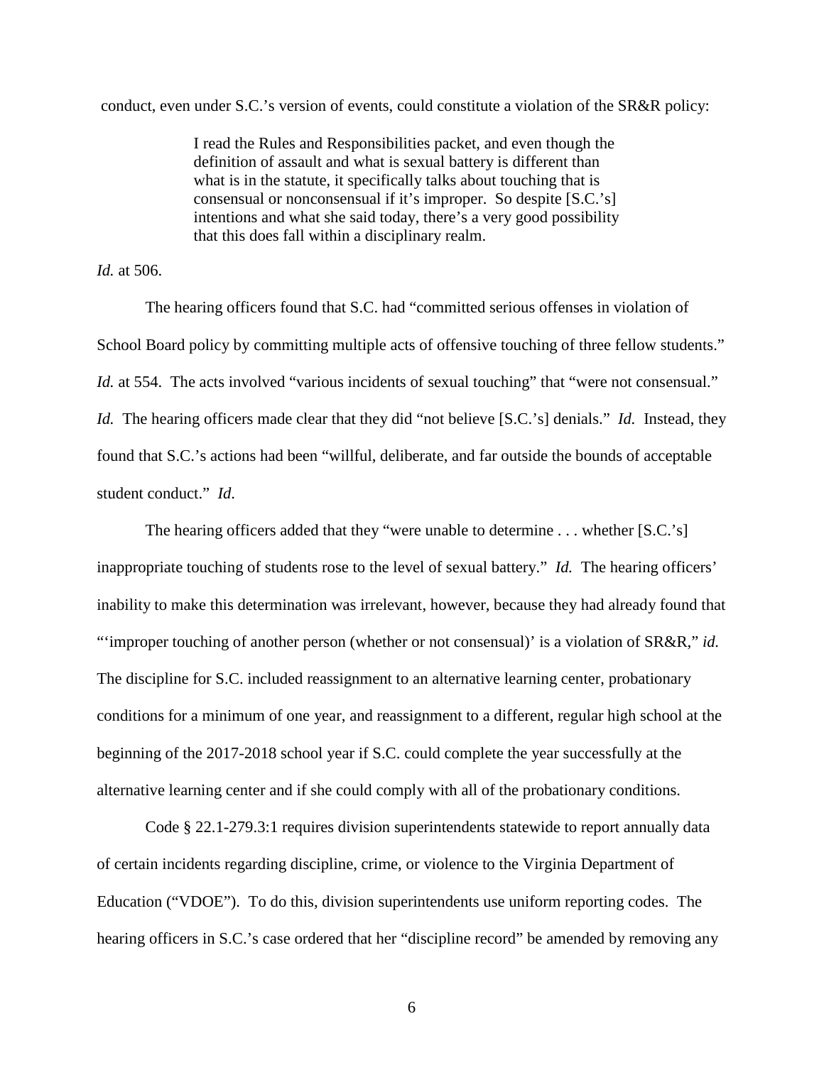conduct, even under S.C.'s version of events, could constitute a violation of the SR&R policy:

> I read the Rules and Responsibilities packet, and even though the definition of assault and what is sexual battery is different than what is in the statute, it specifically talks about touching that is consensual or nonconsensual if it's improper. So despite [S.C.'s] intentions and what she said today, there's a very good possibility that this does fall within a disciplinary realm.

*Id.* at 506.

The hearing officers found that S.C. had "committed serious offenses in violation of School Board policy by committing multiple acts of offensive touching of three fellow students." *Id.* at 554. The acts involved "various incidents of sexual touching" that "were not consensual." *Id.* The hearing officers made clear that they did "not believe [S.C.'s] denials." *Id.* Instead, they found that S.C.'s actions had been "willful, deliberate, and far outside the bounds of acceptable student conduct." *Id.*

The hearing officers added that they "were unable to determine . . . whether [S.C.'s] inappropriate touching of students rose to the level of sexual battery." *Id.* The hearing officers' inability to make this determination was irrelevant, however, because they had already found that "'improper touching of another person (whether or not consensual)' is a violation of SR&R," *id.* The discipline for S.C. included reassignment to an alternative learning center, probationary conditions for a minimum of one year, and reassignment to a different, regular high school at the beginning of the 2017-2018 school year if S.C. could complete the year successfully at the alternative learning center and if she could comply with all of the probationary conditions.

Code § 22.1-279.3:1 requires division superintendents statewide to report annually data of certain incidents regarding discipline, crime, or violence to the Virginia Department of Education ("VDOE"). To do this, division superintendents use uniform reporting codes. The hearing officers in S.C.'s case ordered that her "discipline record" be amended by removing any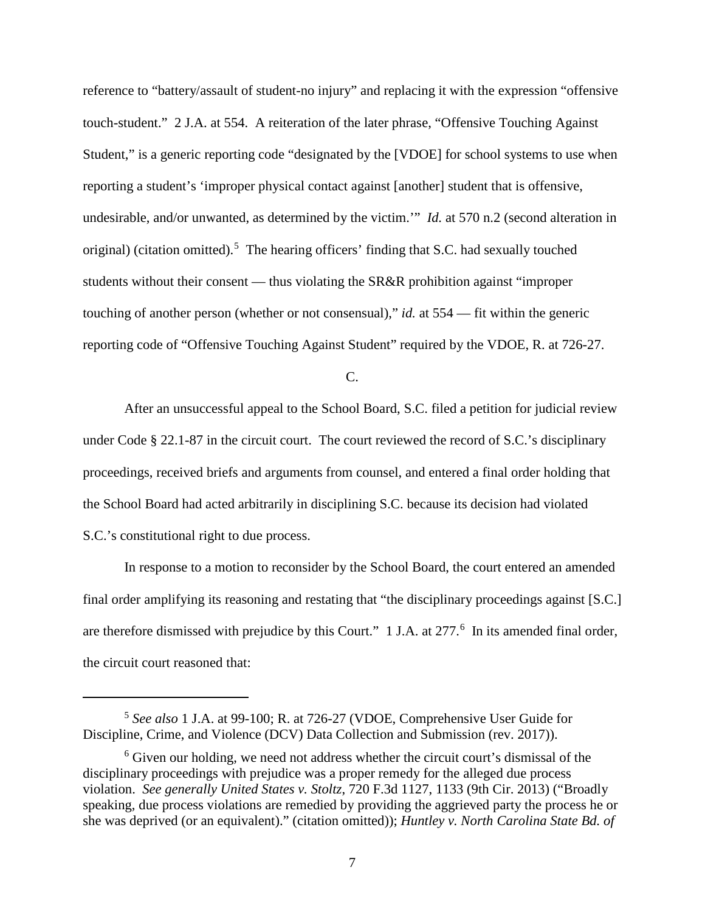reference to "battery/assault of student-no injury" and replacing it with the expression "offensive touch-student." 2 J.A. at 554. A reiteration of the later phrase, "Offensive Touching Against Student," is a generic reporting code "designated by the [VDOE] for school systems to use when reporting a student's 'improper physical contact against [another] student that is offensive, undesirable, and/or unwanted, as determined by the victim.'" *Id.* at 570 n.2 (second alteration in original) (citation omitted).[5] The hearing officers' finding that S.C. had sexually touched students without their consent — thus violating the SR&R prohibition against "improper touching of another person (whether or not consensual)," *id.* at 554 — fit within the generic reporting code of "Offensive Touching Against Student" required by the VDOE, R. at 726-27.

C.

After an unsuccessful appeal to the School Board, S.C. filed a petition for judicial review under Code § 22.1-87 in the circuit court. The court reviewed the record of S.C.'s disciplinary proceedings, received briefs and arguments from counsel, and entered a final order holding that the School Board had acted arbitrarily in disciplining S.C. because its decision had violated S.C.'s constitutional right to due process.

In response to a motion to reconsider by the School Board, the court entered an amended final order amplifying its reasoning and restating that "the disciplinary proceedings against [S.C.] are therefore dismissed with prejudice by this Court." 1 J.A. at 277.[6] In its amended final order, the circuit court reasoned that:

---

[5] *See also* 1 J.A. at 99-100; R. at 726-27 (VDOE, Comprehensive User Guide for Discipline, Crime, and Violence (DCV) Data Collection and Submission (rev. 2017)).

[6] Given our holding, we need not address whether the circuit court's dismissal of the disciplinary proceedings with prejudice was a proper remedy for the alleged due process violation. *See generally United States v. Stoltz*, 720 F.3d 1127, 1133 (9th Cir. 2013) ("Broadly speaking, due process violations are remedied by providing the aggrieved party the process he or she was deprived (or an equivalent)." (citation omitted)); *Huntley v. North Carolina State Bd. of*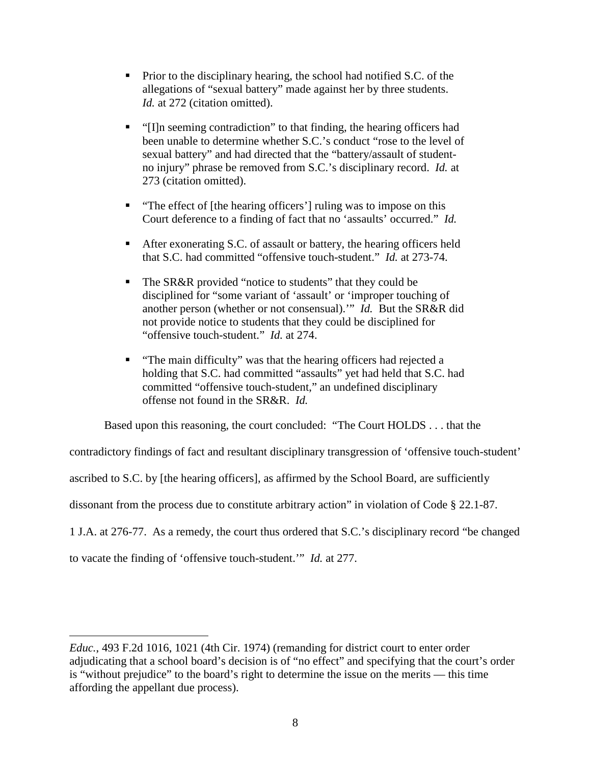- Prior to the disciplinary hearing, the school had notified S.C. of the allegations of "sexual battery" made against her by three students. *Id.* at 272 (citation omitted).

- "[I]n seeming contradiction" to that finding, the hearing officers had been unable to determine whether S.C.'s conduct "rose to the level of sexual battery" and had directed that the "battery/assault of student-no injury" phrase be removed from S.C.'s disciplinary record. *Id.* at 273 (citation omitted).

- "The effect of [the hearing officers'] ruling was to impose on this Court deference to a finding of fact that no 'assaults' occurred." *Id.*

- After exonerating S.C. of assault or battery, the hearing officers held that S.C. had committed "offensive touch-student." *Id.* at 273-74.

- The SR&R provided "notice to students" that they could be disciplined for "some variant of 'assault' or 'improper touching of another person (whether or not consensual).'" *Id.* But the SR&R did not provide notice to students that they could be disciplined for "offensive touch-student." *Id.* at 274.

- "The main difficulty" was that the hearing officers had rejected a holding that S.C. had committed "assaults" yet had held that S.C. had committed "offensive touch-student," an undefined disciplinary offense not found in the SR&R. *Id.*

Based upon this reasoning, the court concluded: "The Court HOLDS . . . that the contradictory findings of fact and resultant disciplinary transgression of 'offensive touch-student' ascribed to S.C. by [the hearing officers], as affirmed by the School Board, are sufficiently dissonant from the process due to constitute arbitrary action" in violation of Code § 22.1-87. 1 J.A. at 276-77. As a remedy, the court thus ordered that S.C.'s disciplinary record "be changed to vacate the finding of 'offensive touch-student.'" *Id.* at 277.

---

*Educ.*, 493 F.2d 1016, 1021 (4th Cir. 1974) (remanding for district court to enter order adjudicating that a school board's decision is of "no effect" and specifying that the court's order is "without prejudice" to the board's right to determine the issue on the merits — this time affording the appellant due process).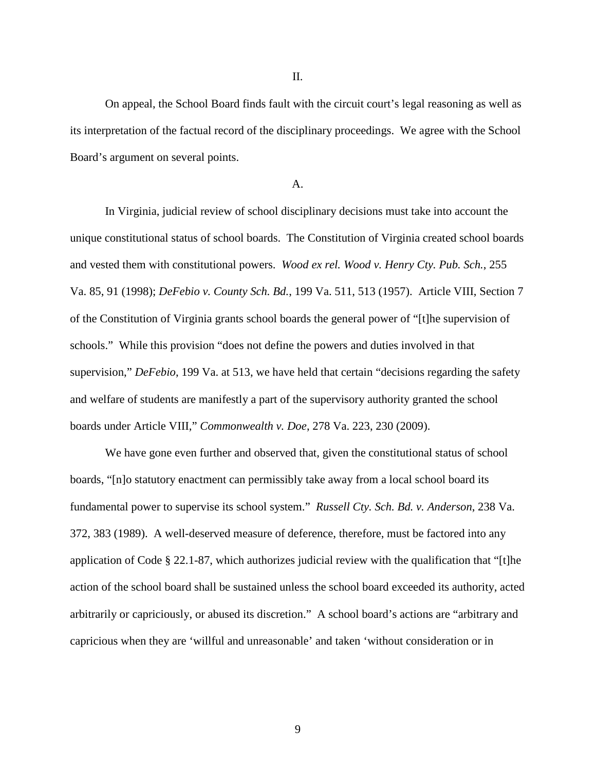II.

On appeal, the School Board finds fault with the circuit court's legal reasoning as well as its interpretation of the factual record of the disciplinary proceedings. We agree with the School Board's argument on several points.

A.

In Virginia, judicial review of school disciplinary decisions must take into account the unique constitutional status of school boards. The Constitution of Virginia created school boards and vested them with constitutional powers. *Wood ex rel. Wood v. Henry Cty. Pub. Sch.*, 255 Va. 85, 91 (1998); *DeFebio v. County Sch. Bd.*, 199 Va. 511, 513 (1957). Article VIII, Section 7 of the Constitution of Virginia grants school boards the general power of "[t]he supervision of schools." While this provision "does not define the powers and duties involved in that supervision," *DeFebio*, 199 Va. at 513, we have held that certain "decisions regarding the safety and welfare of students are manifestly a part of the supervisory authority granted the school boards under Article VIII," *Commonwealth v. Doe*, 278 Va. 223, 230 (2009).

We have gone even further and observed that, given the constitutional status of school boards, "[n]o statutory enactment can permissibly take away from a local school board its fundamental power to supervise its school system." *Russell Cty. Sch. Bd. v. Anderson*, 238 Va. 372, 383 (1989). A well-deserved measure of deference, therefore, must be factored into any application of Code § 22.1-87, which authorizes judicial review with the qualification that "[t]he action of the school board shall be sustained unless the school board exceeded its authority, acted arbitrarily or capriciously, or abused its discretion." A school board's actions are "arbitrary and capricious when they are 'willful and unreasonable' and taken 'without consideration or in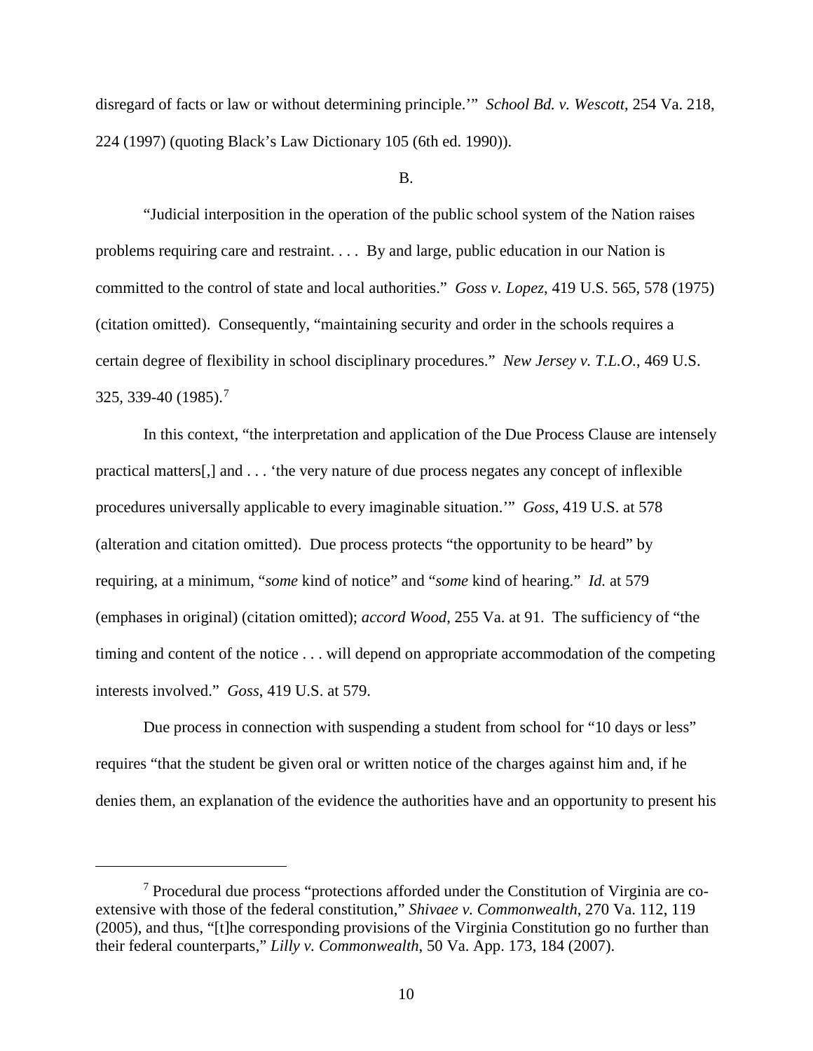disregard of facts or law or without determining principle.'" *School Bd. v. Wescott*, 254 Va. 218, 224 (1997) (quoting Black's Law Dictionary 105 (6th ed. 1990)).

B.

"Judicial interposition in the operation of the public school system of the Nation raises problems requiring care and restraint. . . . By and large, public education in our Nation is committed to the control of state and local authorities." *Goss v. Lopez*, 419 U.S. 565, 578 (1975) (citation omitted). Consequently, "maintaining security and order in the schools requires a certain degree of flexibility in school disciplinary procedures." *New Jersey v. T.L.O.*, 469 U.S. 325, 339-40 (1985).[7]

In this context, "the interpretation and application of the Due Process Clause are intensely practical matters[,] and . . . 'the very nature of due process negates any concept of inflexible procedures universally applicable to every imaginable situation.'" *Goss*, 419 U.S. at 578 (alteration and citation omitted). Due process protects "the opportunity to be heard" by requiring, at a minimum, "*some* kind of notice" and "*some* kind of hearing." *Id.* at 579 (emphases in original) (citation omitted); *accord Wood*, 255 Va. at 91. The sufficiency of "the timing and content of the notice . . . will depend on appropriate accommodation of the competing interests involved." *Goss*, 419 U.S. at 579.

Due process in connection with suspending a student from school for "10 days or less" requires "that the student be given oral or written notice of the charges against him and, if he denies them, an explanation of the evidence the authorities have and an opportunity to present his

---

[7] Procedural due process "protections afforded under the Constitution of Virginia are co-extensive with those of the federal constitution," *Shivaee v. Commonwealth*, 270 Va. 112, 119 (2005), and thus, "[t]he corresponding provisions of the Virginia Constitution go no further than their federal counterparts," *Lilly v. Commonwealth*, 50 Va. App. 173, 184 (2007).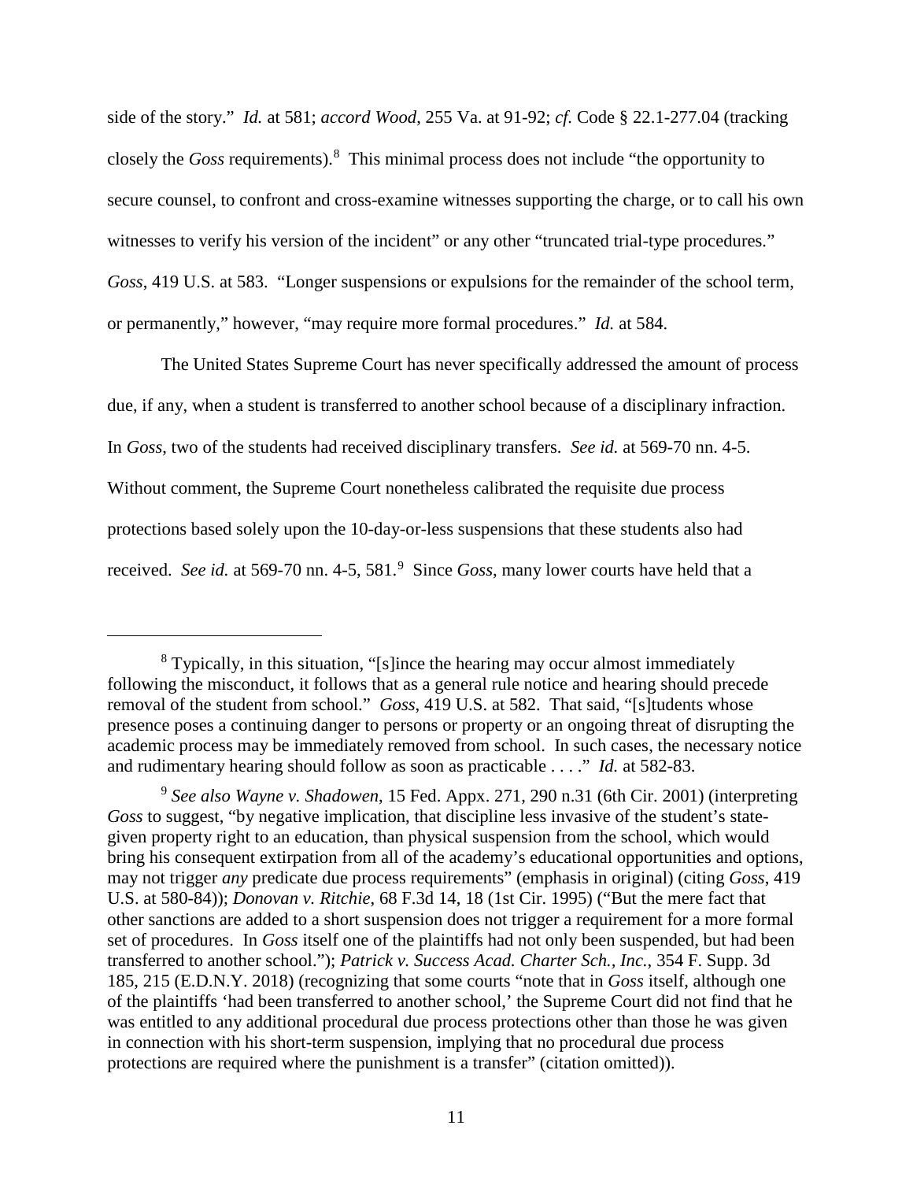side of the story." *Id.* at 581; *accord Wood*, 255 Va. at 91-92; *cf.* Code § 22.1-277.04 (tracking closely the *Goss* requirements).[8] This minimal process does not include "the opportunity to secure counsel, to confront and cross-examine witnesses supporting the charge, or to call his own witnesses to verify his version of the incident" or any other "truncated trial-type procedures." *Goss*, 419 U.S. at 583. "Longer suspensions or expulsions for the remainder of the school term, or permanently," however, "may require more formal procedures." *Id.* at 584.

The United States Supreme Court has never specifically addressed the amount of process due, if any, when a student is transferred to another school because of a disciplinary infraction. In *Goss*, two of the students had received disciplinary transfers. *See id.* at 569-70 nn. 4-5. Without comment, the Supreme Court nonetheless calibrated the requisite due process protections based solely upon the 10-day-or-less suspensions that these students also had received. *See id.* at 569-70 nn. 4-5, 581.[9] Since *Goss*, many lower courts have held that a

---

[8] Typically, in this situation, "[s]ince the hearing may occur almost immediately following the misconduct, it follows that as a general rule notice and hearing should precede removal of the student from school." *Goss*, 419 U.S. at 582. That said, "[s]tudents whose presence poses a continuing danger to persons or property or an ongoing threat of disrupting the academic process may be immediately removed from school. In such cases, the necessary notice and rudimentary hearing should follow as soon as practicable . . . ." *Id.* at 582-83.

[9] *See also Wayne v. Shadowen*, 15 Fed. Appx. 271, 290 n.31 (6th Cir. 2001) (interpreting *Goss* to suggest, "by negative implication, that discipline less invasive of the student's state-given property right to an education, than physical suspension from the school, which would bring his consequent extirpation from all of the academy's educational opportunities and options, may not trigger *any* predicate due process requirements" (emphasis in original) (citing *Goss*, 419 U.S. at 580-84)); *Donovan v. Ritchie*, 68 F.3d 14, 18 (1st Cir. 1995) ("But the mere fact that other sanctions are added to a short suspension does not trigger a requirement for a more formal set of procedures. In *Goss* itself one of the plaintiffs had not only been suspended, but had been transferred to another school."); *Patrick v. Success Acad. Charter Sch., Inc.*, 354 F. Supp. 3d 185, 215 (E.D.N.Y. 2018) (recognizing that some courts "note that in *Goss* itself, although one of the plaintiffs 'had been transferred to another school,' the Supreme Court did not find that he was entitled to any additional procedural due process protections other than those he was given in connection with his short-term suspension, implying that no procedural due process protections are required where the punishment is a transfer" (citation omitted)).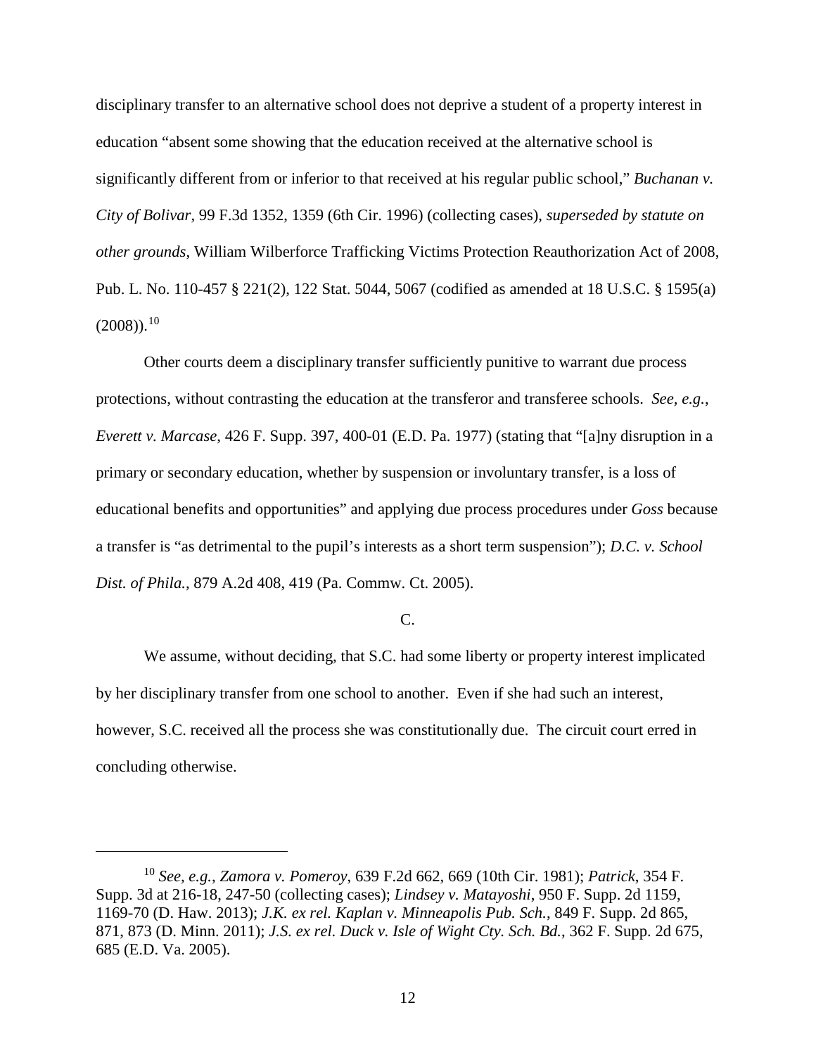disciplinary transfer to an alternative school does not deprive a student of a property interest in education "absent some showing that the education received at the alternative school is significantly different from or inferior to that received at his regular public school," *Buchanan v. City of Bolivar*, 99 F.3d 1352, 1359 (6th Cir. 1996) (collecting cases), *superseded by statute on other grounds*, William Wilberforce Trafficking Victims Protection Reauthorization Act of 2008, Pub. L. No. 110-457 § 221(2), 122 Stat. 5044, 5067 (codified as amended at 18 U.S.C. § 1595(a) (2008)).[10]

Other courts deem a disciplinary transfer sufficiently punitive to warrant due process protections, without contrasting the education at the transferor and transferee schools. *See, e.g.*, *Everett v. Marcase*, 426 F. Supp. 397, 400-01 (E.D. Pa. 1977) (stating that "[a]ny disruption in a primary or secondary education, whether by suspension or involuntary transfer, is a loss of educational benefits and opportunities" and applying due process procedures under *Goss* because a transfer is "as detrimental to the pupil's interests as a short term suspension"); *D.C. v. School Dist. of Phila.*, 879 A.2d 408, 419 (Pa. Commw. Ct. 2005).

C.

We assume, without deciding, that S.C. had some liberty or property interest implicated by her disciplinary transfer from one school to another. Even if she had such an interest, however, S.C. received all the process she was constitutionally due. The circuit court erred in concluding otherwise.

---

[10] *See, e.g.*, *Zamora v. Pomeroy*, 639 F.2d 662, 669 (10th Cir. 1981); *Patrick*, 354 F. Supp. 3d at 216-18, 247-50 (collecting cases); *Lindsey v. Matayoshi*, 950 F. Supp. 2d 1159, 1169-70 (D. Haw. 2013); *J.K. ex rel. Kaplan v. Minneapolis Pub. Sch.*, 849 F. Supp. 2d 865, 871, 873 (D. Minn. 2011); *J.S. ex rel. Duck v. Isle of Wight Cty. Sch. Bd.*, 362 F. Supp. 2d 675, 685 (E.D. Va. 2005).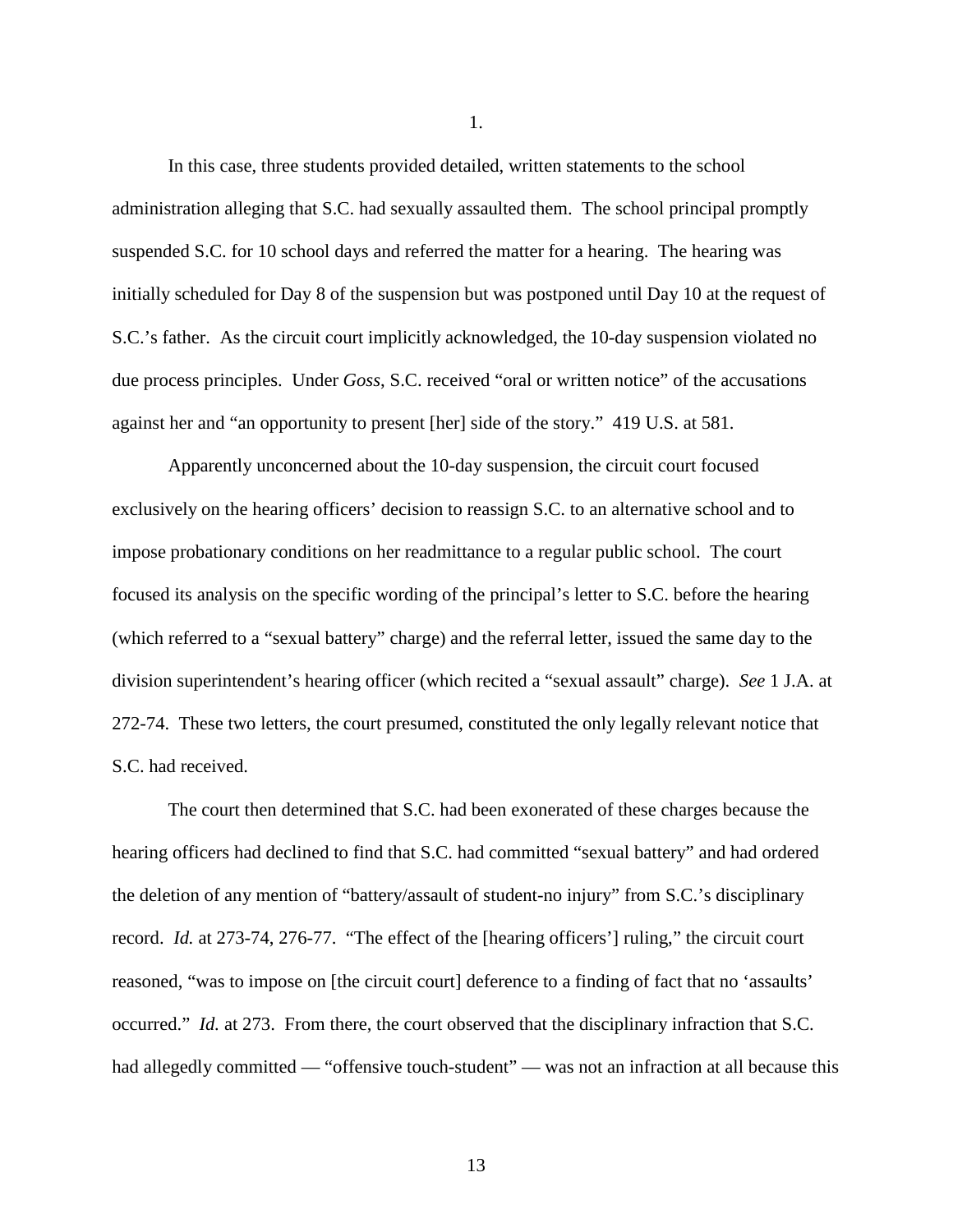1.

In this case, three students provided detailed, written statements to the school administration alleging that S.C. had sexually assaulted them. The school principal promptly suspended S.C. for 10 school days and referred the matter for a hearing. The hearing was initially scheduled for Day 8 of the suspension but was postponed until Day 10 at the request of S.C.'s father. As the circuit court implicitly acknowledged, the 10-day suspension violated no due process principles. Under *Goss*, S.C. received "oral or written notice" of the accusations against her and "an opportunity to present [her] side of the story." 419 U.S. at 581.

Apparently unconcerned about the 10-day suspension, the circuit court focused exclusively on the hearing officers' decision to reassign S.C. to an alternative school and to impose probationary conditions on her readmittance to a regular public school. The court focused its analysis on the specific wording of the principal's letter to S.C. before the hearing (which referred to a "sexual battery" charge) and the referral letter, issued the same day to the division superintendent's hearing officer (which recited a "sexual assault" charge). *See* 1 J.A. at 272-74. These two letters, the court presumed, constituted the only legally relevant notice that S.C. had received.

The court then determined that S.C. had been exonerated of these charges because the hearing officers had declined to find that S.C. had committed "sexual battery" and had ordered the deletion of any mention of "battery/assault of student-no injury" from S.C.'s disciplinary record. *Id.* at 273-74, 276-77. "The effect of the [hearing officers'] ruling," the circuit court reasoned, "was to impose on [the circuit court] deference to a finding of fact that no 'assaults' occurred." *Id.* at 273. From there, the court observed that the disciplinary infraction that S.C. had allegedly committed — "offensive touch-student" — was not an infraction at all because this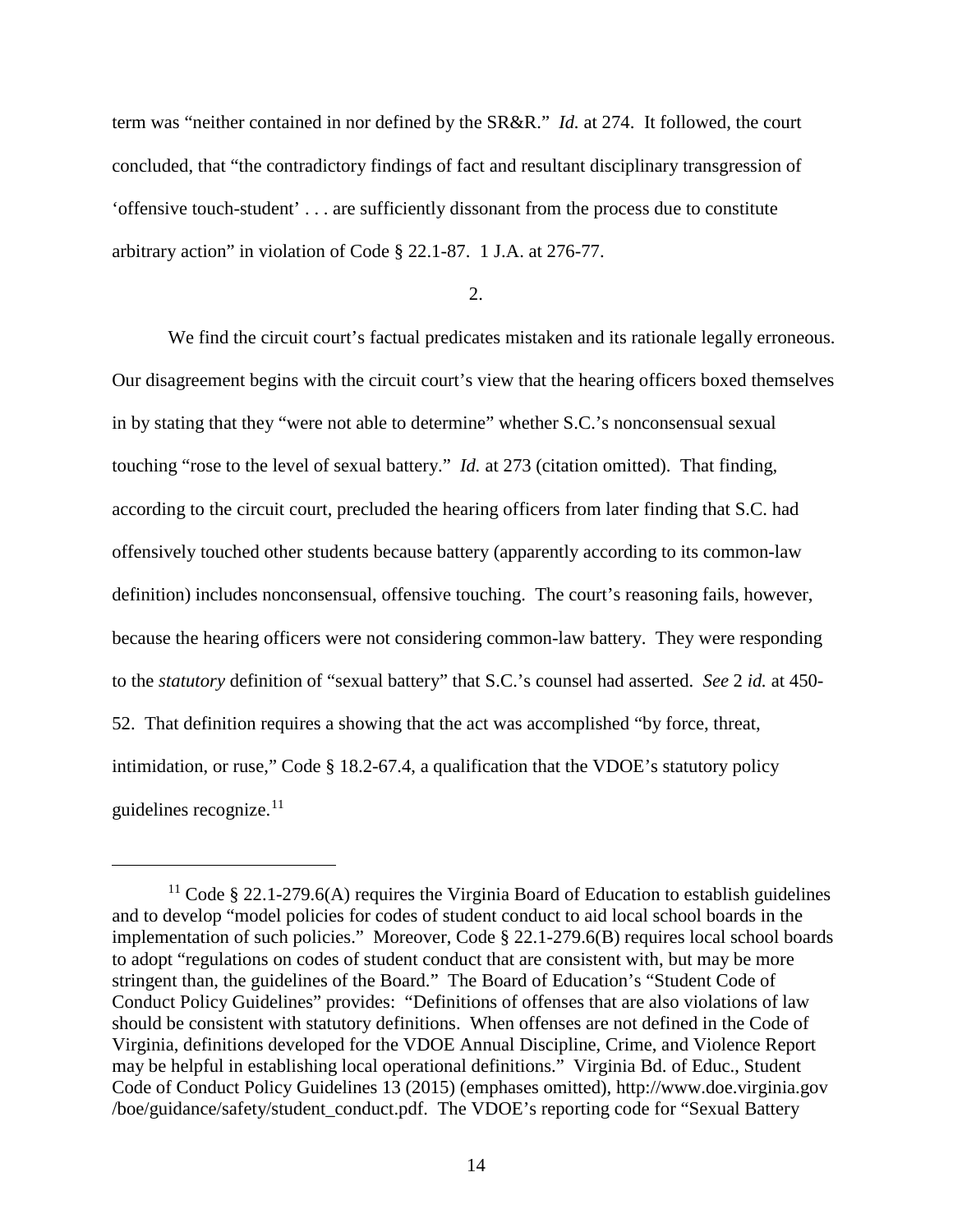term was "neither contained in nor defined by the SR&R." *Id.* at 274. It followed, the court concluded, that "the contradictory findings of fact and resultant disciplinary transgression of 'offensive touch-student' . . . are sufficiently dissonant from the process due to constitute arbitrary action" in violation of Code § 22.1-87. 1 J.A. at 276-77.

2.

We find the circuit court's factual predicates mistaken and its rationale legally erroneous. Our disagreement begins with the circuit court's view that the hearing officers boxed themselves in by stating that they "were not able to determine" whether S.C.'s nonconsensual sexual touching "rose to the level of sexual battery." *Id.* at 273 (citation omitted). That finding, according to the circuit court, precluded the hearing officers from later finding that S.C. had offensively touched other students because battery (apparently according to its common-law definition) includes nonconsensual, offensive touching. The court's reasoning fails, however, because the hearing officers were not considering common-law battery. They were responding to the *statutory* definition of "sexual battery" that S.C.'s counsel had asserted. *See* 2 *id.* at 450-52. That definition requires a showing that the act was accomplished "by force, threat, intimidation, or ruse," Code § 18.2-67.4, a qualification that the VDOE's statutory policy guidelines recognize.[11]

---

[11] Code § 22.1-279.6(A) requires the Virginia Board of Education to establish guidelines and to develop "model policies for codes of student conduct to aid local school boards in the implementation of such policies." Moreover, Code § 22.1-279.6(B) requires local school boards to adopt "regulations on codes of student conduct that are consistent with, but may be more stringent than, the guidelines of the Board." The Board of Education's "Student Code of Conduct Policy Guidelines" provides: "Definitions of offenses that are also violations of law should be consistent with statutory definitions. When offenses are not defined in the Code of Virginia, definitions developed for the VDOE Annual Discipline, Crime, and Violence Report may be helpful in establishing local operational definitions." Virginia Bd. of Educ., Student Code of Conduct Policy Guidelines 13 (2015) (emphases omitted), http://www.doe.virginia.gov/boe/guidance/safety/student_conduct.pdf. The VDOE's reporting code for "Sexual Battery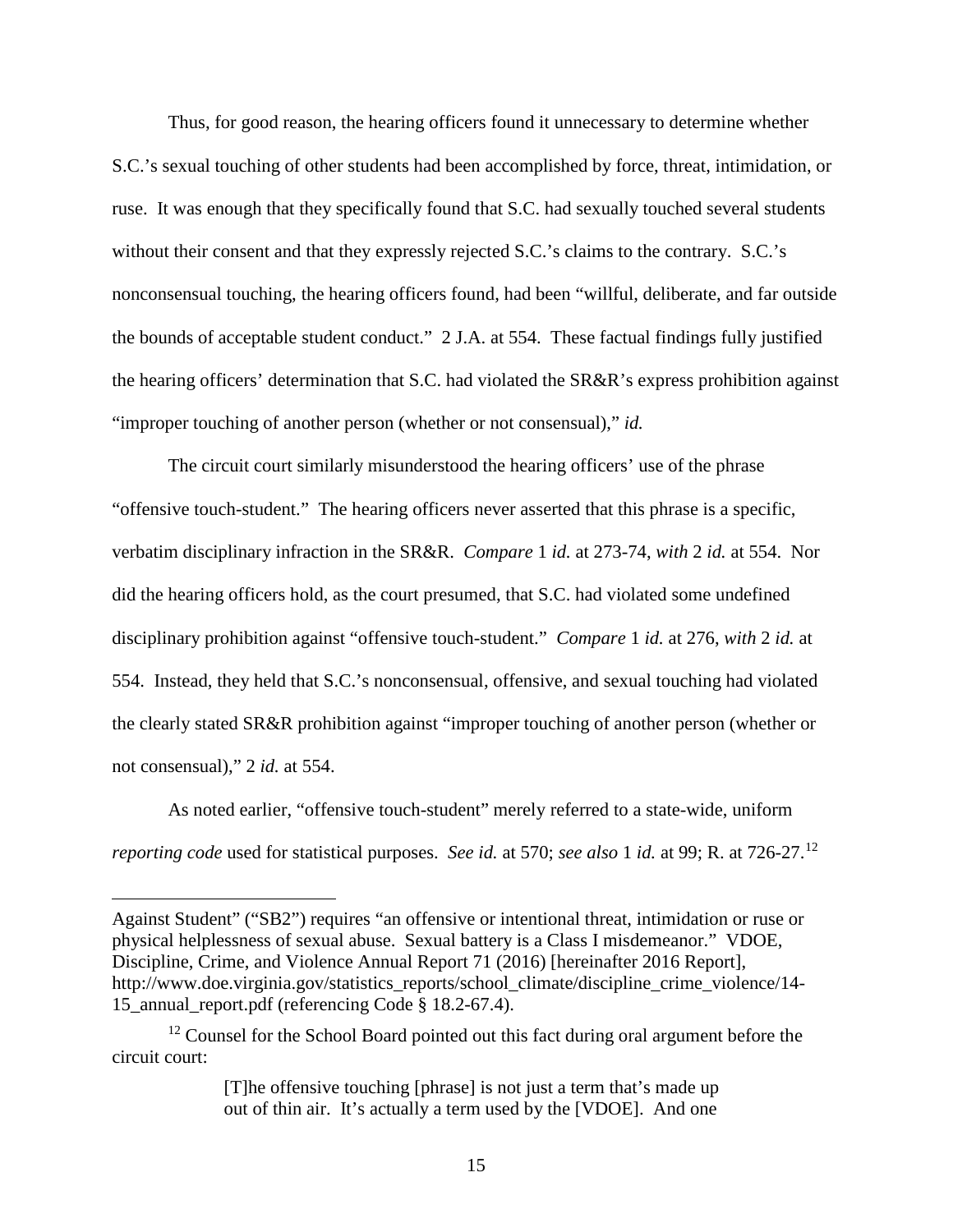Thus, for good reason, the hearing officers found it unnecessary to determine whether S.C.'s sexual touching of other students had been accomplished by force, threat, intimidation, or ruse. It was enough that they specifically found that S.C. had sexually touched several students without their consent and that they expressly rejected S.C.'s claims to the contrary. S.C.'s nonconsensual touching, the hearing officers found, had been "willful, deliberate, and far outside the bounds of acceptable student conduct." 2 J.A. at 554. These factual findings fully justified the hearing officers' determination that S.C. had violated the SR&R's express prohibition against "improper touching of another person (whether or not consensual)," *id.*

The circuit court similarly misunderstood the hearing officers' use of the phrase "offensive touch-student." The hearing officers never asserted that this phrase is a specific, verbatim disciplinary infraction in the SR&R. *Compare* 1 *id.* at 273-74, *with* 2 *id.* at 554. Nor did the hearing officers hold, as the court presumed, that S.C. had violated some undefined disciplinary prohibition against "offensive touch-student." *Compare* 1 *id.* at 276, *with* 2 *id.* at 554. Instead, they held that S.C.'s nonconsensual, offensive, and sexual touching had violated the clearly stated SR&R prohibition against "improper touching of another person (whether or not consensual)," 2 *id.* at 554.

As noted earlier, "offensive touch-student" merely referred to a state-wide, uniform *reporting code* used for statistical purposes. *See id.* at 570; *see also* 1 *id.* at 99; R. at 726-27.[12]

---

Against Student" ("SB2") requires "an offensive or intentional threat, intimidation or ruse or physical helplessness of sexual abuse. Sexual battery is a Class I misdemeanor." VDOE, Discipline, Crime, and Violence Annual Report 71 (2016) [hereinafter 2016 Report], http://www.doe.virginia.gov/statistics_reports/school_climate/discipline_crime_violence/14-15_annual_report.pdf (referencing Code § 18.2-67.4).

[12] Counsel for the School Board pointed out this fact during oral argument before the circuit court:

> [T]he offensive touching [phrase] is not just a term that's made up out of thin air. It's actually a term used by the [VDOE]. And one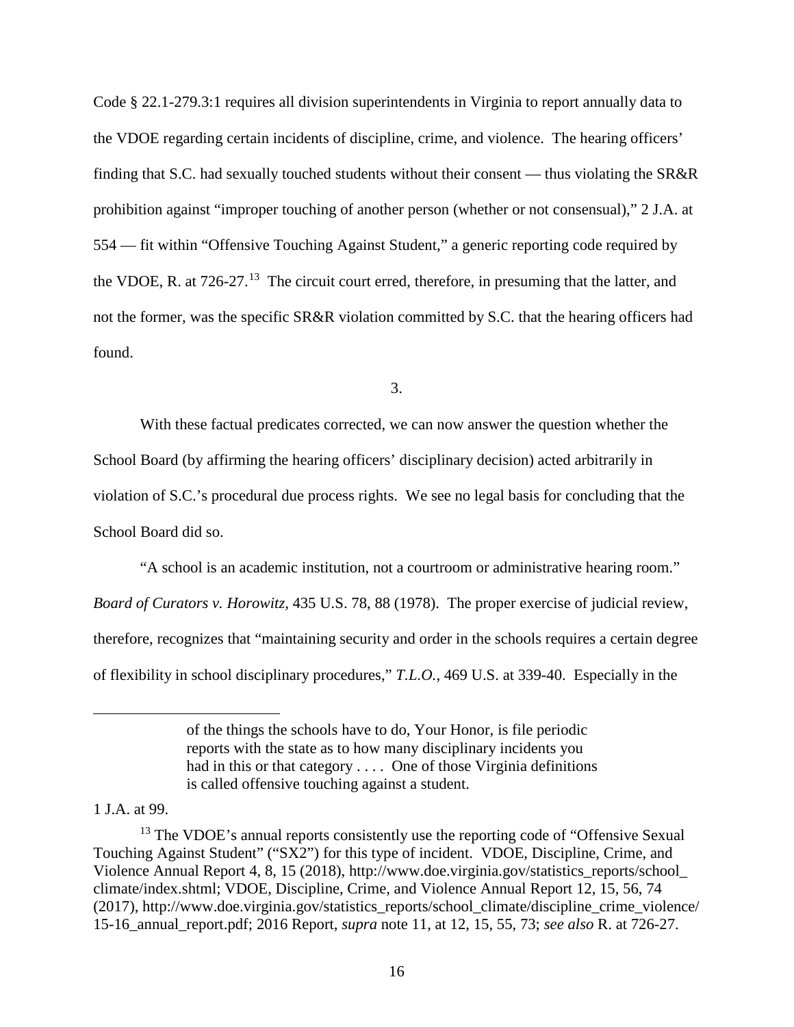Code § 22.1-279.3:1 requires all division superintendents in Virginia to report annually data to the VDOE regarding certain incidents of discipline, crime, and violence. The hearing officers' finding that S.C. had sexually touched students without their consent — thus violating the SR&R prohibition against "improper touching of another person (whether or not consensual)," 2 J.A. at 554 — fit within "Offensive Touching Against Student," a generic reporting code required by the VDOE, R. at 726-27.[13] The circuit court erred, therefore, in presuming that the latter, and not the former, was the specific SR&R violation committed by S.C. that the hearing officers had found.

3.

With these factual predicates corrected, we can now answer the question whether the School Board (by affirming the hearing officers' disciplinary decision) acted arbitrarily in violation of S.C.'s procedural due process rights. We see no legal basis for concluding that the School Board did so.

"A school is an academic institution, not a courtroom or administrative hearing room." *Board of Curators v. Horowitz*, 435 U.S. 78, 88 (1978). The proper exercise of judicial review, therefore, recognizes that "maintaining security and order in the schools requires a certain degree of flexibility in school disciplinary procedures," *T.L.O.*, 469 U.S. at 339-40. Especially in the

---

> of the things the schools have to do, Your Honor, is file periodic reports with the state as to how many disciplinary incidents you had in this or that category . . . . One of those Virginia definitions is called offensive touching against a student.

1 J.A. at 99.

[13] The VDOE's annual reports consistently use the reporting code of "Offensive Sexual Touching Against Student" ("SX2") for this type of incident. VDOE, Discipline, Crime, and Violence Annual Report 4, 8, 15 (2018), http://www.doe.virginia.gov/statistics_reports/school_climate/index.shtml; VDOE, Discipline, Crime, and Violence Annual Report 12, 15, 56, 74 (2017), http://www.doe.virginia.gov/statistics_reports/school_climate/discipline_crime_violence/15-16_annual_report.pdf; 2016 Report, *supra* note 11, at 12, 15, 55, 73; *see also* R. at 726-27.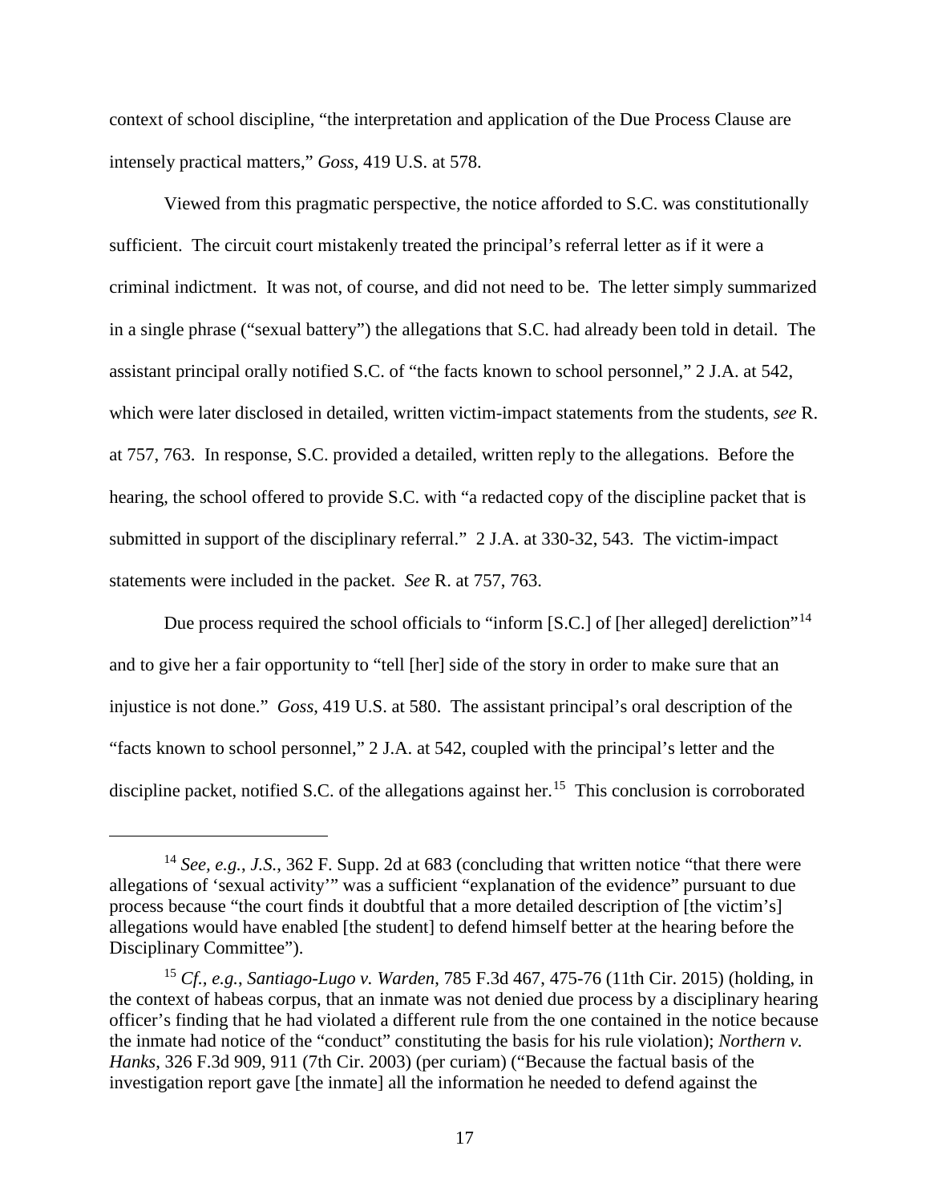context of school discipline, "the interpretation and application of the Due Process Clause are intensely practical matters," *Goss*, 419 U.S. at 578.

Viewed from this pragmatic perspective, the notice afforded to S.C. was constitutionally sufficient. The circuit court mistakenly treated the principal's referral letter as if it were a criminal indictment. It was not, of course, and did not need to be. The letter simply summarized in a single phrase ("sexual battery") the allegations that S.C. had already been told in detail. The assistant principal orally notified S.C. of "the facts known to school personnel," 2 J.A. at 542, which were later disclosed in detailed, written victim-impact statements from the students, *see* R. at 757, 763. In response, S.C. provided a detailed, written reply to the allegations. Before the hearing, the school offered to provide S.C. with "a redacted copy of the discipline packet that is submitted in support of the disciplinary referral." 2 J.A. at 330-32, 543. The victim-impact statements were included in the packet. *See* R. at 757, 763.

Due process required the school officials to "inform [S.C.] of [her alleged] dereliction"[14] and to give her a fair opportunity to "tell [her] side of the story in order to make sure that an injustice is not done." *Goss*, 419 U.S. at 580. The assistant principal's oral description of the "facts known to school personnel," 2 J.A. at 542, coupled with the principal's letter and the discipline packet, notified S.C. of the allegations against her.[15] This conclusion is corroborated

---

[14] *See, e.g.*, *J.S.*, 362 F. Supp. 2d at 683 (concluding that written notice "that there were allegations of 'sexual activity'" was a sufficient "explanation of the evidence" pursuant to due process because "the court finds it doubtful that a more detailed description of [the victim's] allegations would have enabled [the student] to defend himself better at the hearing before the Disciplinary Committee").

[15] *Cf., e.g.*, *Santiago-Lugo v. Warden*, 785 F.3d 467, 475-76 (11th Cir. 2015) (holding, in the context of habeas corpus, that an inmate was not denied due process by a disciplinary hearing officer's finding that he had violated a different rule from the one contained in the notice because the inmate had notice of the "conduct" constituting the basis for his rule violation); *Northern v. Hanks*, 326 F.3d 909, 911 (7th Cir. 2003) (per curiam) ("Because the factual basis of the investigation report gave [the inmate] all the information he needed to defend against the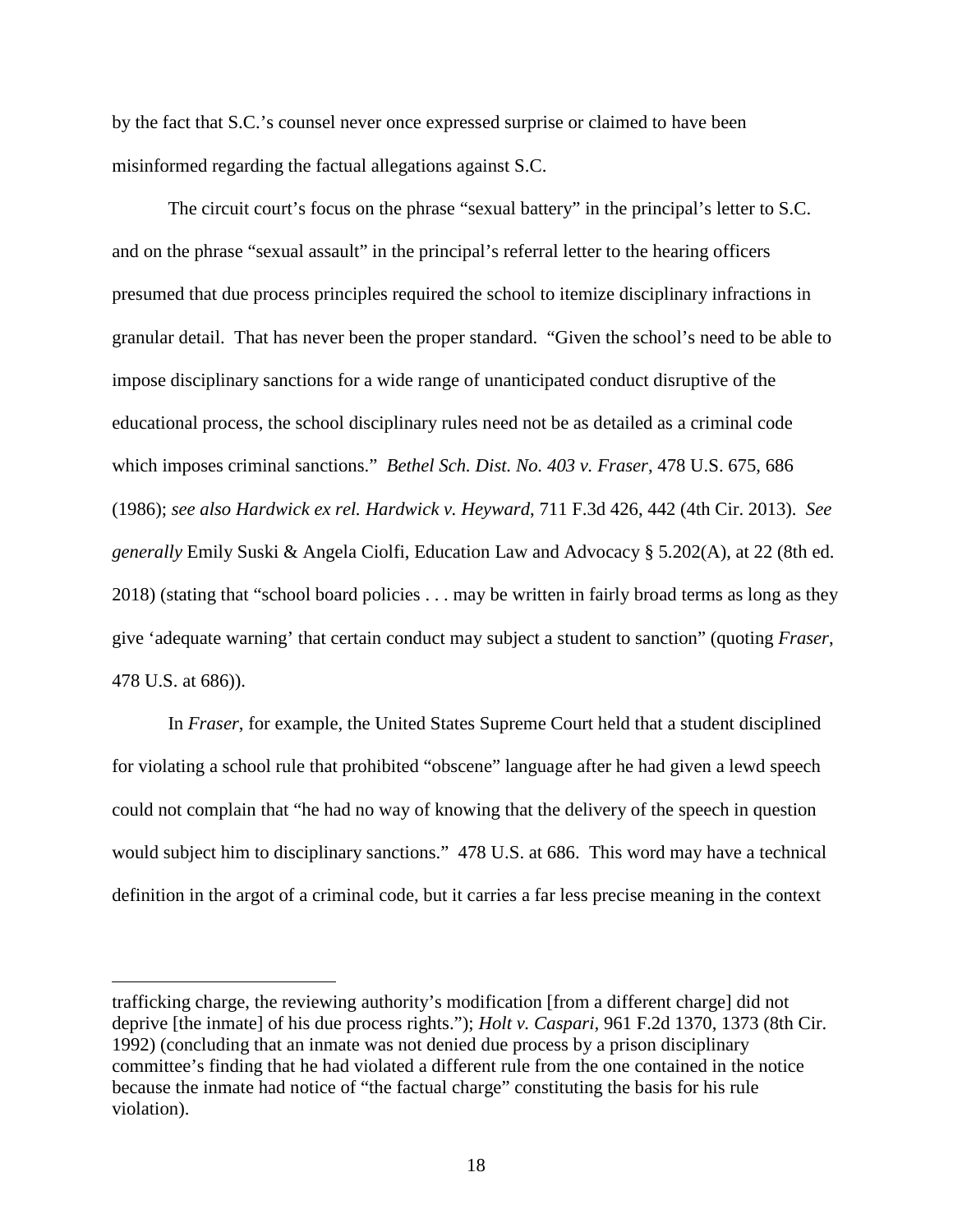by the fact that S.C.'s counsel never once expressed surprise or claimed to have been misinformed regarding the factual allegations against S.C.

The circuit court's focus on the phrase "sexual battery" in the principal's letter to S.C. and on the phrase "sexual assault" in the principal's referral letter to the hearing officers presumed that due process principles required the school to itemize disciplinary infractions in granular detail. That has never been the proper standard. "Given the school's need to be able to impose disciplinary sanctions for a wide range of unanticipated conduct disruptive of the educational process, the school disciplinary rules need not be as detailed as a criminal code which imposes criminal sanctions." *Bethel Sch. Dist. No. 403 v. Fraser*, 478 U.S. 675, 686 (1986); *see also Hardwick ex rel. Hardwick v. Heyward*, 711 F.3d 426, 442 (4th Cir. 2013). *See generally* Emily Suski & Angela Ciolfi, Education Law and Advocacy § 5.202(A), at 22 (8th ed. 2018) (stating that "school board policies . . . may be written in fairly broad terms as long as they give 'adequate warning' that certain conduct may subject a student to sanction" (quoting *Fraser*, 478 U.S. at 686)).

In *Fraser*, for example, the United States Supreme Court held that a student disciplined for violating a school rule that prohibited "obscene" language after he had given a lewd speech could not complain that "he had no way of knowing that the delivery of the speech in question would subject him to disciplinary sanctions." 478 U.S. at 686. This word may have a technical definition in the argot of a criminal code, but it carries a far less precise meaning in the context

---

trafficking charge, the reviewing authority's modification [from a different charge] did not deprive [the inmate] of his due process rights."); *Holt v. Caspari*, 961 F.2d 1370, 1373 (8th Cir. 1992) (concluding that an inmate was not denied due process by a prison disciplinary committee's finding that he had violated a different rule from the one contained in the notice because the inmate had notice of "the factual charge" constituting the basis for his rule violation).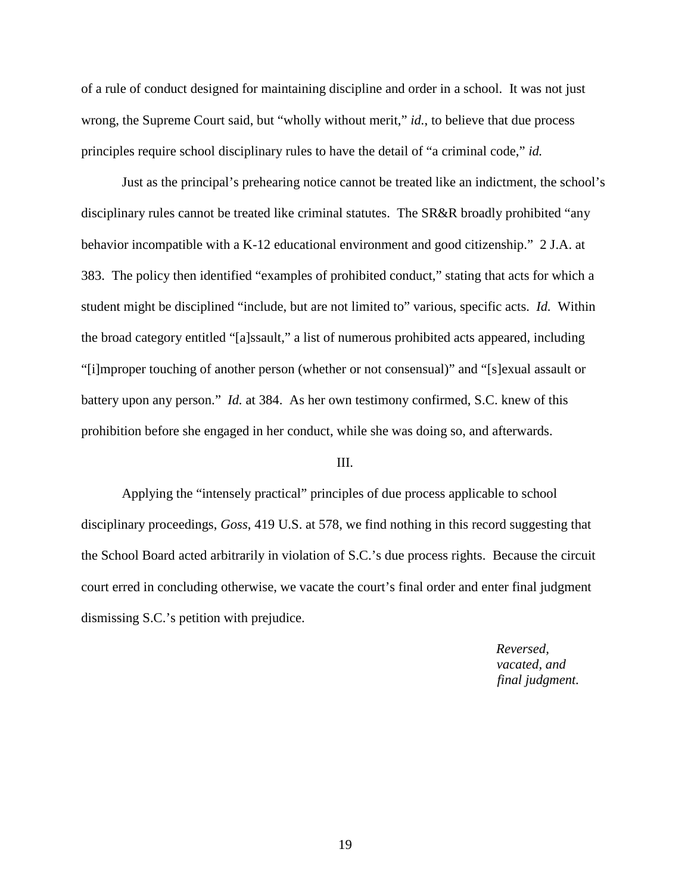of a rule of conduct designed for maintaining discipline and order in a school. It was not just wrong, the Supreme Court said, but "wholly without merit," *id.*, to believe that due process principles require school disciplinary rules to have the detail of "a criminal code," *id.*

Just as the principal's prehearing notice cannot be treated like an indictment, the school's disciplinary rules cannot be treated like criminal statutes. The SR&R broadly prohibited "any behavior incompatible with a K-12 educational environment and good citizenship." 2 J.A. at 383. The policy then identified "examples of prohibited conduct," stating that acts for which a student might be disciplined "include, but are not limited to" various, specific acts. *Id.* Within the broad category entitled "[a]ssault," a list of numerous prohibited acts appeared, including "[i]mproper touching of another person (whether or not consensual)" and "[s]exual assault or battery upon any person." *Id.* at 384. As her own testimony confirmed, S.C. knew of this prohibition before she engaged in her conduct, while she was doing so, and afterwards.

III.

Applying the "intensely practical" principles of due process applicable to school disciplinary proceedings, *Goss*, 419 U.S. at 578, we find nothing in this record suggesting that the School Board acted arbitrarily in violation of S.C.'s due process rights. Because the circuit court erred in concluding otherwise, we vacate the court's final order and enter final judgment dismissing S.C.'s petition with prejudice.

*Reversed,*
*vacated, and*
*final judgment.*